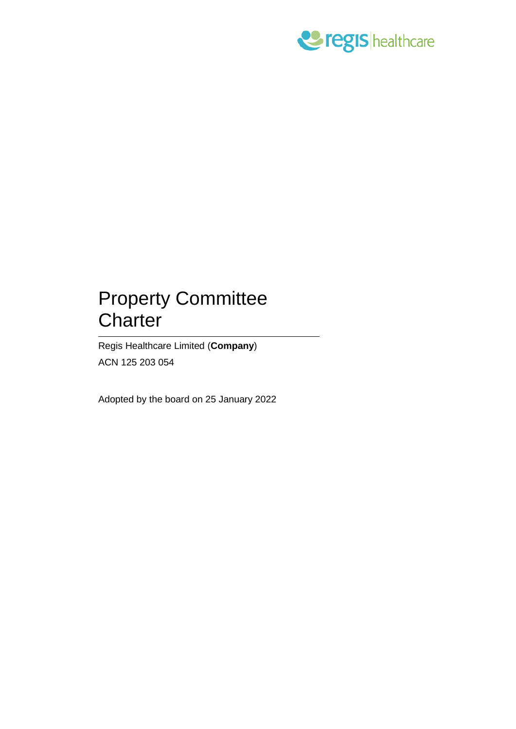# Property Committee Charter

Regis Healthcare Limited (**Company**)

ACN 125 203 054

Adopted by the board on 25 January 2022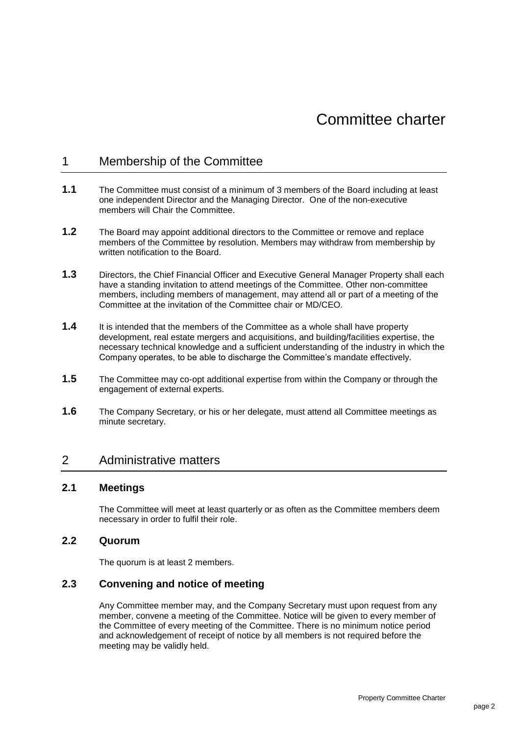# Committee charter

## 1 Membership of the Committee

**1.1** The Committee must consist of a minimum of 3 members of the Board including at least one independent Director and the Managing Director. One of the non-executive members will Chair the Committee.

**1.2** The Board may appoint additional directors to the Committee or remove and replace members of the Committee by resolution. Members may withdraw from membership by written notification to the Board.

**1.3** Directors, the Chief Financial Officer and Executive General Manager Property shall each have a standing invitation to attend meetings of the Committee. Other non-committee members, including members of management, may attend all or part of a meeting of the Committee at the invitation of the Committee chair or MD/CEO.

**1.4** It is intended that the members of the Committee as a whole shall have property development, real estate mergers and acquisitions, and building/facilities expertise, the necessary technical knowledge and a sufficient understanding of the industry in which the Company operates, to be able to discharge the Committee's mandate effectively.

**1.5** The Committee may co-opt additional expertise from within the Company or through the engagement of external experts.

**1.6** The Company Secretary, or his or her delegate, must attend all Committee meetings as minute secretary.

## 2 Administrative matters

### 2.1 Meetings

The Committee will meet at least quarterly or as often as the Committee members deem necessary in order to fulfil their role.

### 2.2 Quorum

The quorum is at least 2 members.

### 2.3 Convening and notice of meeting

Any Committee member may, and the Company Secretary must upon request from any member, convene a meeting of the Committee. Notice will be given to every member of the Committee of every meeting of the Committee. There is no minimum notice period and acknowledgement of receipt of notice by all members is not required before the meeting may be validly held.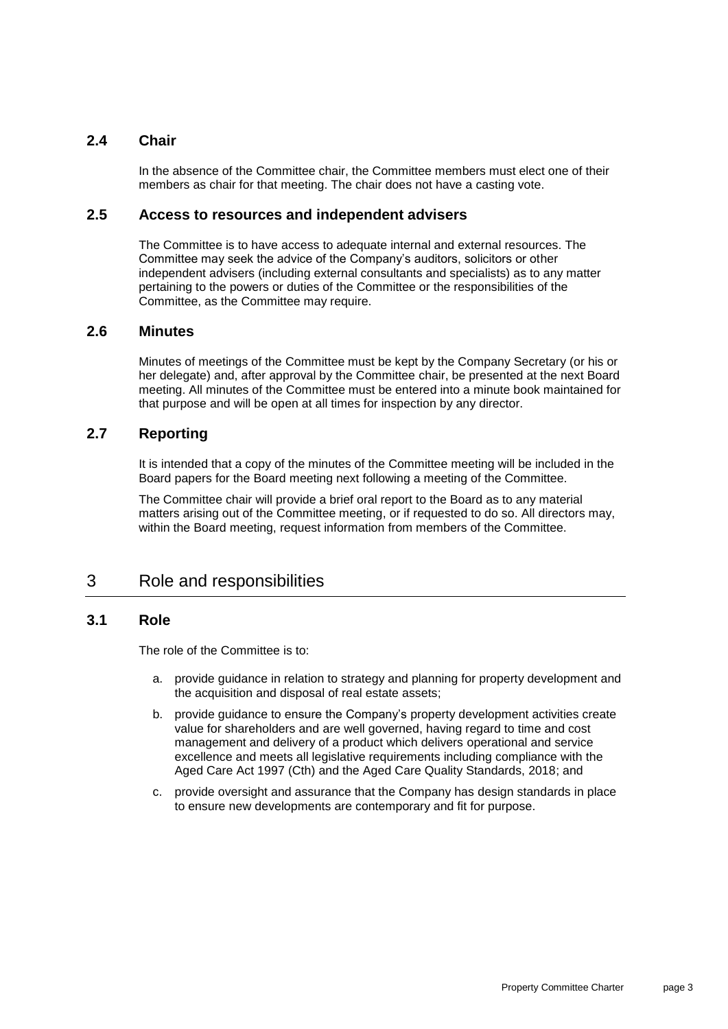### 2.4 Chair

In the absence of the Committee chair, the Committee members must elect one of their members as chair for that meeting. The chair does not have a casting vote.

### 2.5 Access to resources and independent advisers

The Committee is to have access to adequate internal and external resources. The Committee may seek the advice of the Company's auditors, solicitors or other independent advisers (including external consultants and specialists) as to any matter pertaining to the powers or duties of the Committee or the responsibilities of the Committee, as the Committee may require.

### 2.6 Minutes

Minutes of meetings of the Committee must be kept by the Company Secretary (or his or her delegate) and, after approval by the Committee chair, be presented at the next Board meeting. All minutes of the Committee must be entered into a minute book maintained for that purpose and will be open at all times for inspection by any director.

### 2.7 Reporting

It is intended that a copy of the minutes of the Committee meeting will be included in the Board papers for the Board meeting next following a meeting of the Committee.

The Committee chair will provide a brief oral report to the Board as to any material matters arising out of the Committee meeting, or if requested to do so. All directors may, within the Board meeting, request information from members of the Committee.

## 3 Role and responsibilities

### 3.1 Role

The role of the Committee is to:

a. provide guidance in relation to strategy and planning for property development and the acquisition and disposal of real estate assets;

b. provide guidance to ensure the Company's property development activities create value for shareholders and are well governed, having regard to time and cost management and delivery of a product which delivers operational and service excellence and meets all legislative requirements including compliance with the Aged Care Act 1997 (Cth) and the Aged Care Quality Standards, 2018; and

c. provide oversight and assurance that the Company has design standards in place to ensure new developments are contemporary and fit for purpose.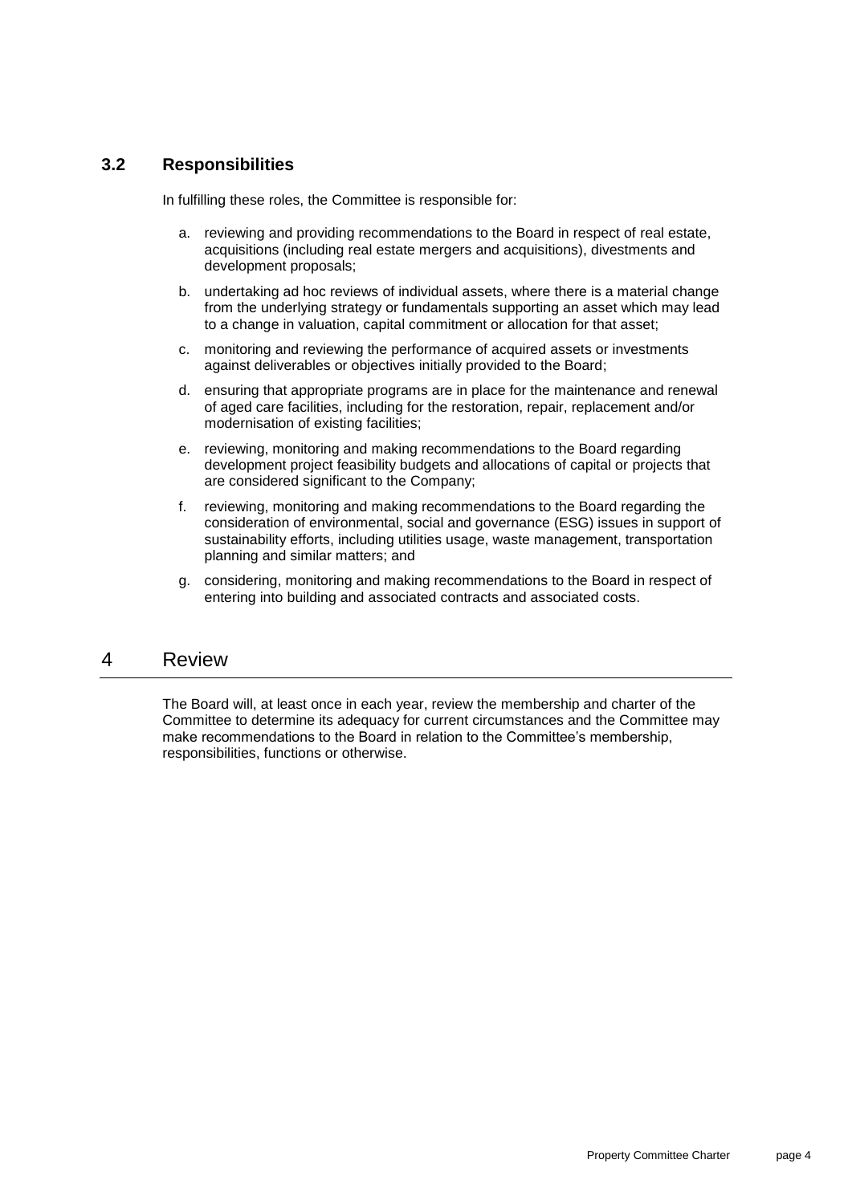### 3.2 Responsibilities

In fulfilling these roles, the Committee is responsible for:

a. reviewing and providing recommendations to the Board in respect of real estate, acquisitions (including real estate mergers and acquisitions), divestments and development proposals;

b. undertaking ad hoc reviews of individual assets, where there is a material change from the underlying strategy or fundamentals supporting an asset which may lead to a change in valuation, capital commitment or allocation for that asset;

c. monitoring and reviewing the performance of acquired assets or investments against deliverables or objectives initially provided to the Board;

d. ensuring that appropriate programs are in place for the maintenance and renewal of aged care facilities, including for the restoration, repair, replacement and/or modernisation of existing facilities;

e. reviewing, monitoring and making recommendations to the Board regarding development project feasibility budgets and allocations of capital or projects that are considered significant to the Company;

f. reviewing, monitoring and making recommendations to the Board regarding the consideration of environmental, social and governance (ESG) issues in support of sustainability efforts, including utilities usage, waste management, transportation planning and similar matters; and

g. considering, monitoring and making recommendations to the Board in respect of entering into building and associated contracts and associated costs.

## 4 Review

The Board will, at least once in each year, review the membership and charter of the Committee to determine its adequacy for current circumstances and the Committee may make recommendations to the Board in relation to the Committee's membership, responsibilities, functions or otherwise.